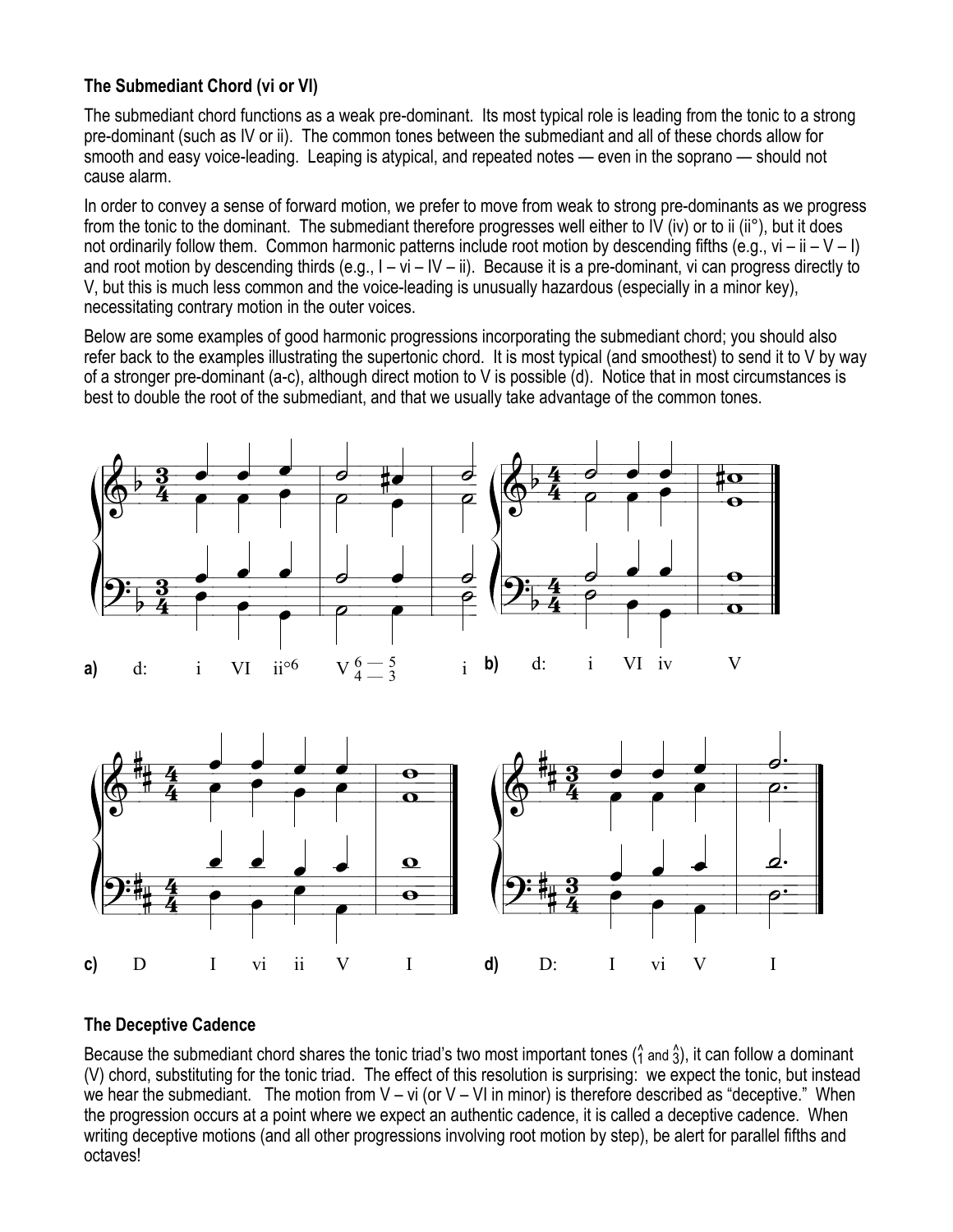### The Submediant Chord (vi or VI)

The submediant chord functions as a weak pre-dominant. Its most typical role is leading from the tonic to a strong pre-dominant (such as IV or ii). The common tones between the submediant and all of these chords allow for smooth and easy voice-leading. Leaping is atypical, and repeated notes — even in the soprano — should not cause alarm.

In order to convey a sense of forward motion, we prefer to move from weak to strong pre-dominants as we progress from the tonic to the dominant. The submediant therefore progresses well either to IV (iv) or to ii (ii°), but it does not ordinarily follow them. Common harmonic patterns include root motion by descending fifths (e.g., vi – ii – V – I) and root motion by descending thirds (e.g., I – vi – IV – ii). Because it is a pre-dominant, vi can progress directly to V, but this is much less common and the voice-leading is unusually hazardous (especially in a minor key), necessitating contrary motion in the outer voices.

Below are some examples of good harmonic progressions incorporating the submediant chord; you should also refer back to the examples illustrating the supertonic chord. It is most typical (and smoothest) to send it to V by way of a stronger pre-dominant (a-c), although direct motion to V is possible (d). Notice that in most circumstances is best to double the root of the submediant, and that we usually take advantage of the common tones.

**a)** d: i VI ii°6 V $^{6\,—\,5}_{4\,—\,3}$ i

**b)** d: i VI iv V

**c)** D I vi ii V I

**d)** D: I vi V I

### The Deceptive Cadence

Because the submediant chord shares the tonic triad's two most important tones ($\hat{1}$ and $\hat{3}$), it can follow a dominant (V) chord, substituting for the tonic triad. The effect of this resolution is surprising: we expect the tonic, but instead we hear the submediant. The motion from V – vi (or V – VI in minor) is therefore described as "deceptive." When the progression occurs at a point where we expect an authentic cadence, it is called a deceptive cadence. When writing deceptive motions (and all other progressions involving root motion by step), be alert for parallel fifths and octaves!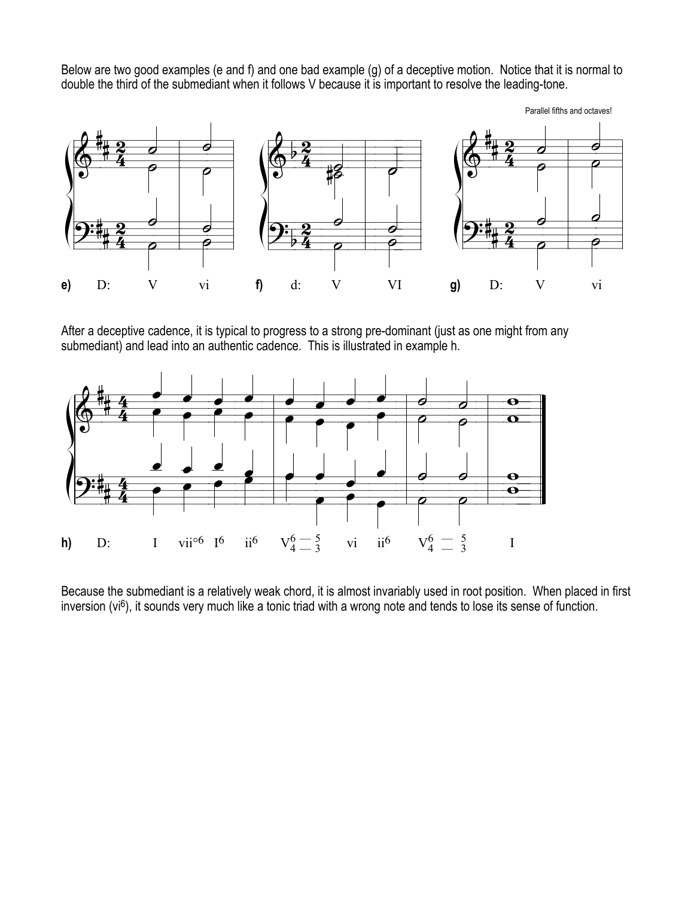Below are two good examples (e and f) and one bad example (g) of a deceptive motion. Notice that it is normal to double the third of the submediant when it follows V because it is important to resolve the leading-tone.

Parallel fifths and octaves!

**e)** D: V vi **f)** d: V VI **g)** D: V vi

After a deceptive cadence, it is typical to progress to a strong pre-dominant (just as one might from any submediant) and lead into an authentic cadence. This is illustrated in example h.

**h)** D: I vii°6 I6 ii6 $V^{6\,-\,5}_{4\,-\,3}$ vi ii6 $V^{6\,-\,5}_{4\,-\,3}$ I

Because the submediant is a relatively weak chord, it is almost invariably used in root position. When placed in first inversion (vi6), it sounds very much like a tonic triad with a wrong note and tends to lose its sense of function.